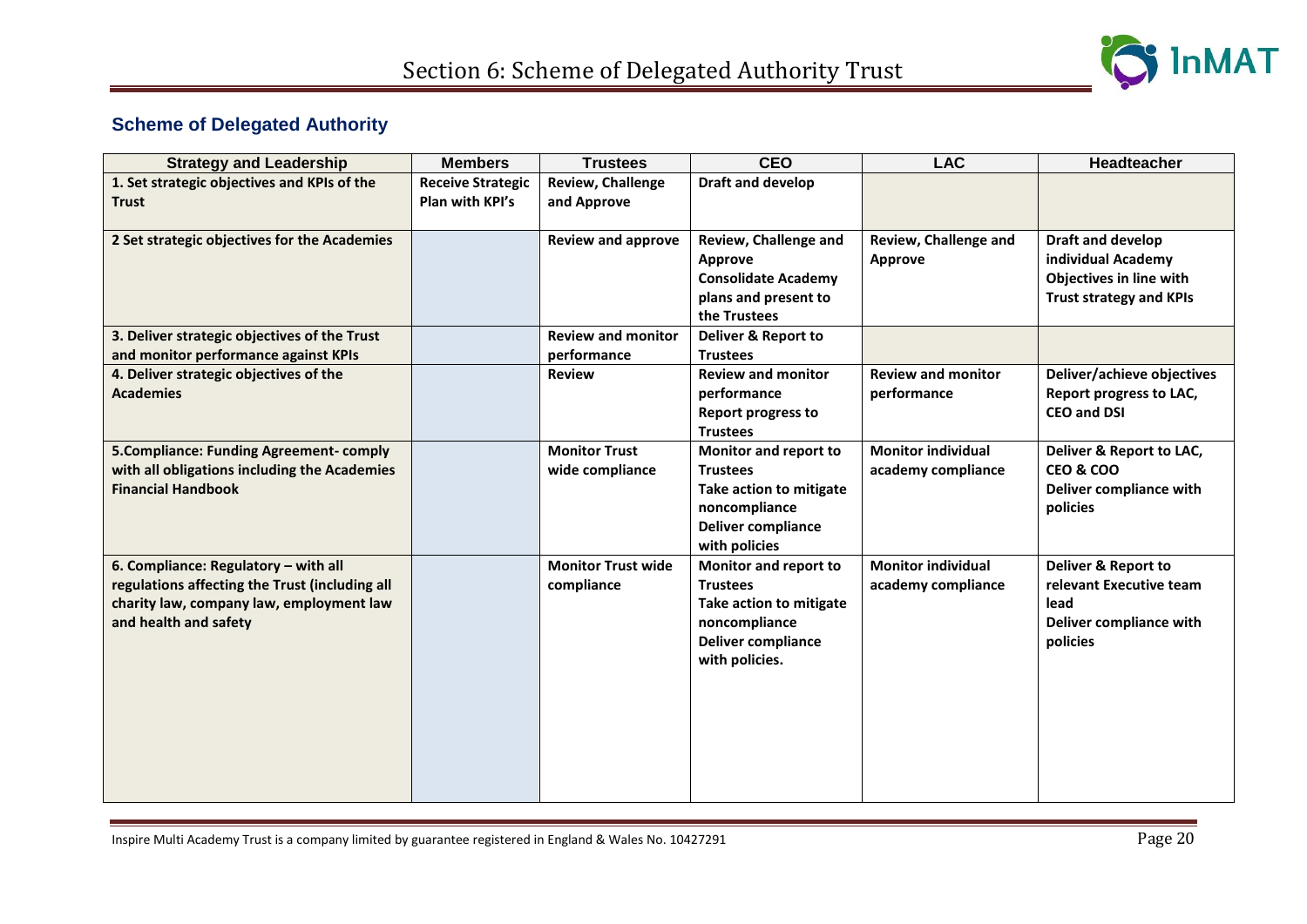# Section 6: Scheme of Delegated Authority Trust

## Scheme of Delegated Authority

| Strategy and Leadership | Members | Trustees | CEO | LAC | Headteacher |
|---|---|---|---|---|---|
| **1. Set strategic objectives and KPIs of the Trust** | **Receive Strategic Plan with KPI's** | **Review, Challenge and Approve** | **Draft and develop** | | |
| **2 Set strategic objectives for the Academies** | | **Review and approve** | **Review, Challenge and Approve Consolidate Academy plans and present to the Trustees** | **Review, Challenge and Approve** | **Draft and develop individual Academy Objectives in line with Trust strategy and KPIs** |
| **3. Deliver strategic objectives of the Trust and monitor performance against KPIs** | | **Review and monitor performance** | **Deliver & Report to Trustees** | | |
| **4. Deliver strategic objectives of the Academies** | | **Review** | **Review and monitor performance Report progress to Trustees** | **Review and monitor performance** | **Deliver/achieve objectives Report progress to LAC, CEO and DSI** |
| **5.Compliance: Funding Agreement- comply with all obligations including the Academies Financial Handbook** | | **Monitor Trust wide compliance** | **Monitor and report to Trustees Take action to mitigate noncompliance Deliver compliance with policies** | **Monitor individual academy compliance** | **Deliver & Report to LAC, CEO & COO Deliver compliance with policies** |
| **6. Compliance: Regulatory – with all regulations affecting the Trust (including all charity law, company law, employment law and health and safety** | | **Monitor Trust wide compliance** | **Monitor and report to Trustees Take action to mitigate noncompliance Deliver compliance with policies.** | **Monitor individual academy compliance** | **Deliver & Report to relevant Executive team lead Deliver compliance with policies** |

Inspire Multi Academy Trust is a company limited by guarantee registered in England & Wales No. 10427291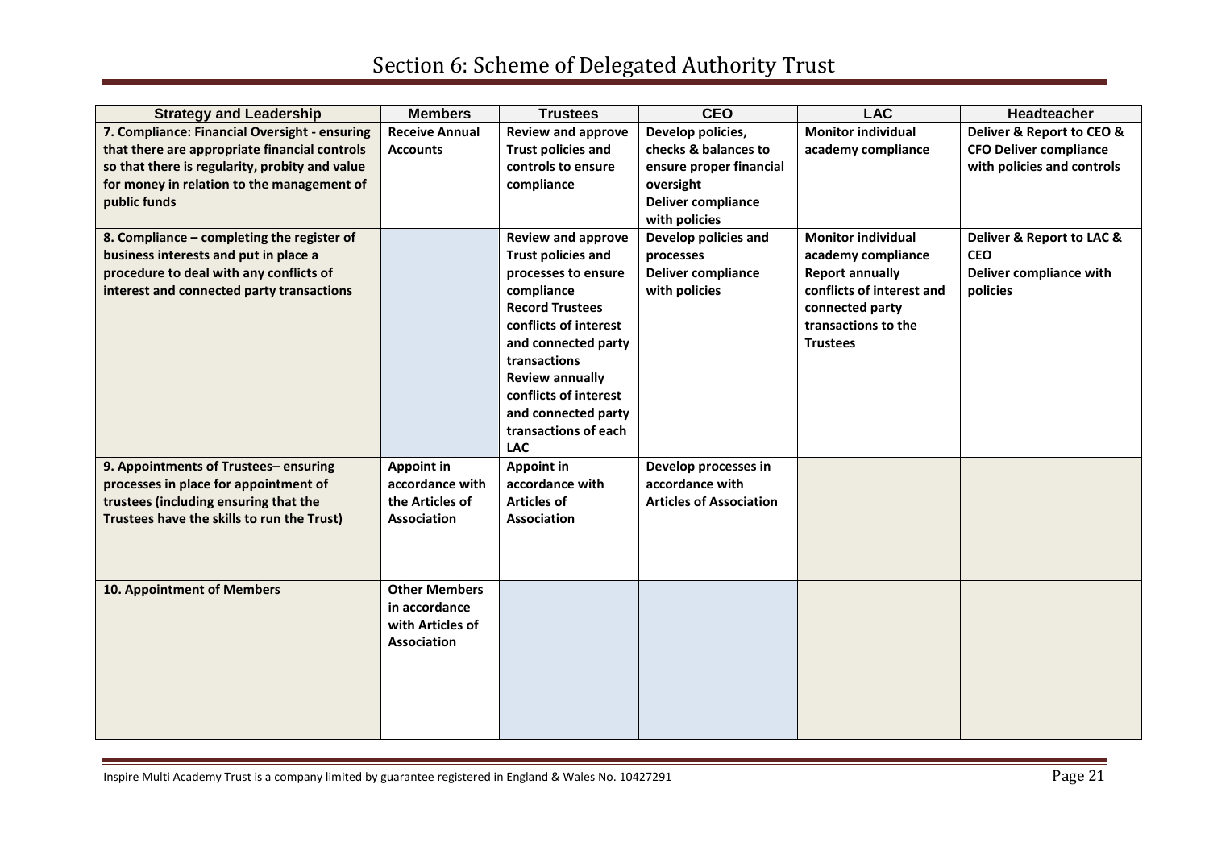# Section 6: Scheme of Delegated Authority Trust

| Strategy and Leadership | Members | Trustees | CEO | LAC | Headteacher |
|---|---|---|---|---|---|
| **7. Compliance: Financial Oversight - ensuring that there are appropriate financial controls so that there is regularity, probity and value for money in relation to the management of public funds** | **Receive Annual Accounts** | **Review and approve Trust policies and controls to ensure compliance** | **Develop policies, checks & balances to ensure proper financial oversight Deliver compliance with policies** | **Monitor individual academy compliance** | **Deliver & Report to CEO & CFO Deliver compliance with policies and controls** |
| **8. Compliance – completing the register of business interests and put in place a procedure to deal with any conflicts of interest and connected party transactions** | | **Review and approve Trust policies and processes to ensure compliance Record Trustees conflicts of interest and connected party transactions Review annually conflicts of interest and connected party transactions of each LAC** | **Develop policies and processes Deliver compliance with policies** | **Monitor individual academy compliance Report annually conflicts of interest and connected party transactions to the Trustees** | **Deliver & Report to LAC & CEO Deliver compliance with policies** |
| **9. Appointments of Trustees– ensuring processes in place for appointment of trustees (including ensuring that the Trustees have the skills to run the Trust)** | **Appoint in accordance with the Articles of Association** | **Appoint in accordance with Articles of Association** | **Develop processes in accordance with Articles of Association** | | |
| **10. Appointment of Members** | **Other Members in accordance with Articles of Association** | | | | |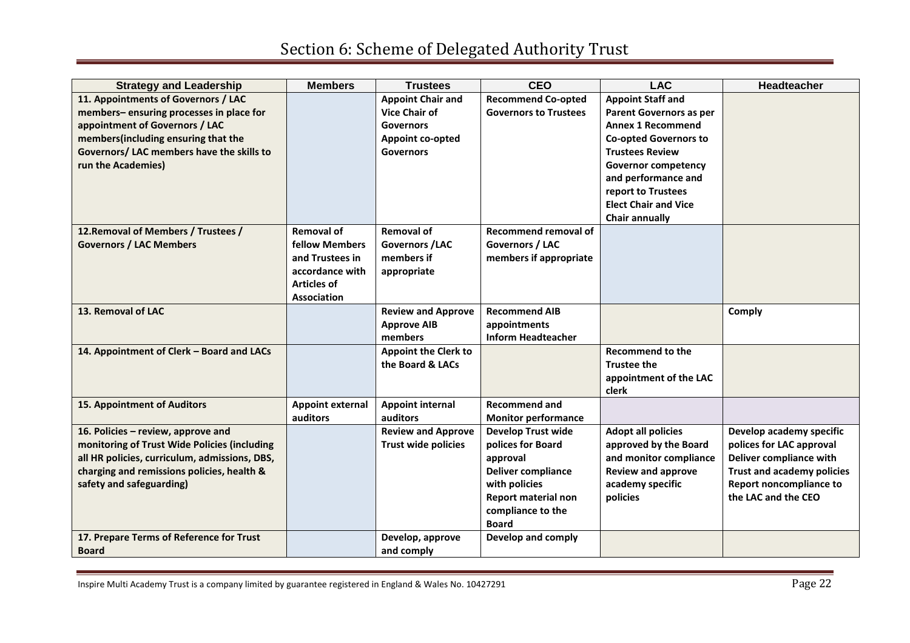# Section 6: Scheme of Delegated Authority Trust

| Strategy and Leadership | Members | Trustees | CEO | LAC | Headteacher |
|---|---|---|---|---|---|
| **11. Appointments of Governors / LAC members– ensuring processes in place for appointment of Governors / LAC members(including ensuring that the Governors/ LAC members have the skills to run the Academies)** | | **Appoint Chair and Vice Chair of Governors Appoint co-opted Governors** | **Recommend Co-opted Governors to Trustees** | **Appoint Staff and Parent Governors as per Annex 1 Recommend Co-opted Governors to Trustees Review Governor competency and performance and report to Trustees Elect Chair and Vice Chair annually** | |
| **12.Removal of Members / Trustees / Governors / LAC Members** | **Removal of fellow Members and Trustees in accordance with Articles of Association** | **Removal of Governors /LAC members if appropriate** | **Recommend removal of Governors / LAC members if appropriate** | | |
| **13. Removal of LAC** | | **Review and Approve Approve AIB members** | **Recommend AIB appointments Inform Headteacher** | | **Comply** |
| **14. Appointment of Clerk – Board and LACs** | | **Appoint the Clerk to the Board & LACs** | | **Recommend to the Trustee the appointment of the LAC clerk** | |
| **15. Appointment of Auditors** | **Appoint external auditors** | **Appoint internal auditors** | **Recommend and Monitor performance** | | |
| **16. Policies – review, approve and monitoring of Trust Wide Policies (including all HR policies, curriculum, admissions, DBS, charging and remissions policies, health & safety and safeguarding)** | | **Review and Approve Trust wide policies** | **Develop Trust wide polices for Board approval Deliver compliance with policies Report material non compliance to the Board** | **Adopt all policies approved by the Board and monitor compliance Review and approve academy specific policies** | **Develop academy specific polices for LAC approval Deliver compliance with Trust and academy policies Report noncompliance to the LAC and the CEO** |
| **17. Prepare Terms of Reference for Trust Board** | | **Develop, approve and comply** | **Develop and comply** | | |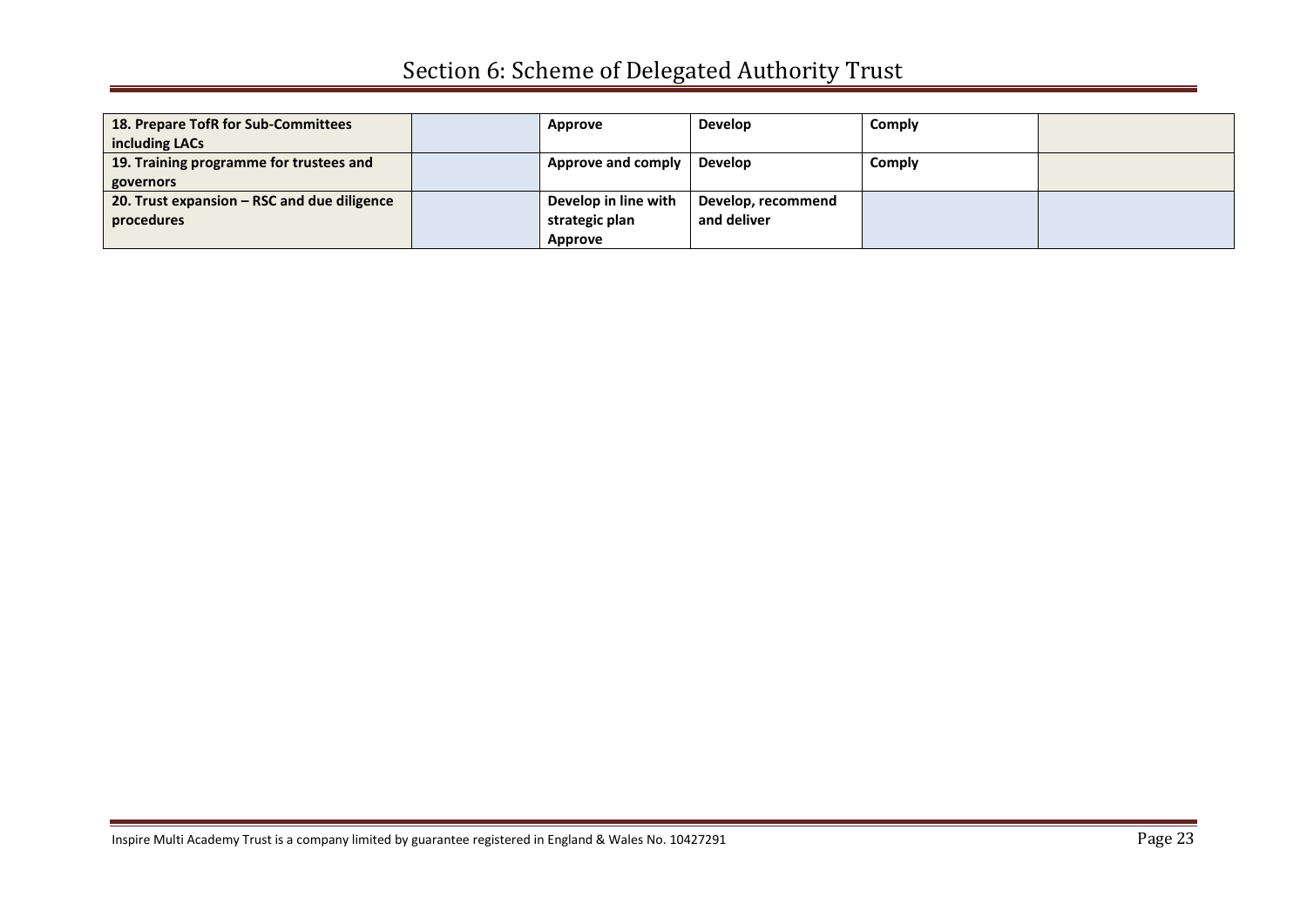# Section 6: Scheme of Delegated Authority Trust

| | | | | | |
|---|---|---|---|---|---|
| **18. Prepare TofR for Sub-Committees including LACs** | | **Approve** | **Develop** | **Comply** | |
| **19. Training programme for trustees and governors** | | **Approve and comply** | **Develop** | **Comply** | |
| **20. Trust expansion – RSC and due diligence procedures** | | **Develop in line with strategic plan Approve** | **Develop, recommend and deliver** | | |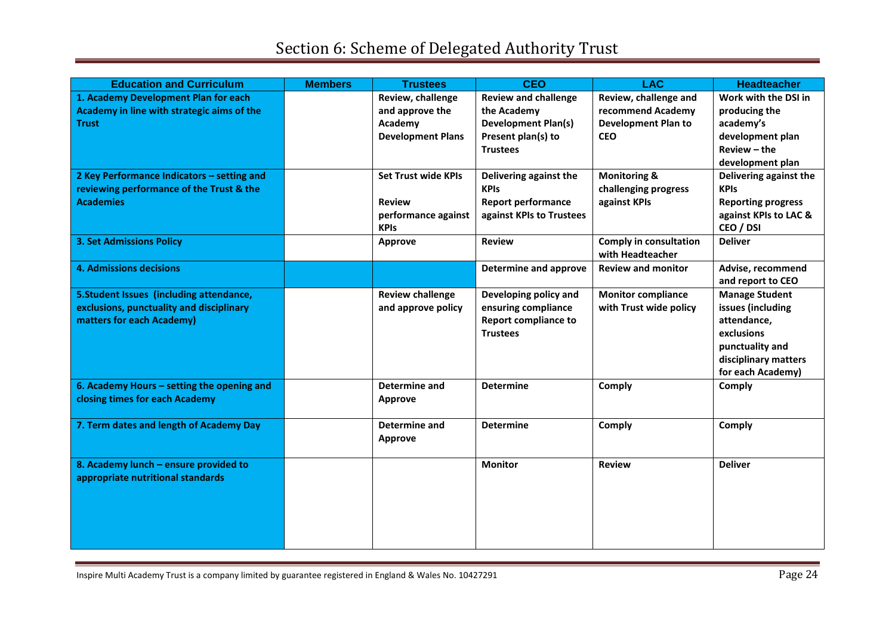# Section 6: Scheme of Delegated Authority Trust

| Education and Curriculum | Members | Trustees | CEO | LAC | Headteacher |
|---|---|---|---|---|---|
| **1. Academy Development Plan for each Academy in line with strategic aims of the Trust** | | **Review, challenge and approve the Academy Development Plans** | **Review and challenge the Academy Development Plan(s) Present plan(s) to Trustees** | **Review, challenge and recommend Academy Development Plan to CEO** | **Work with the DSI in producing the academy's development plan Review – the development plan** |
| **2 Key Performance Indicators – setting and reviewing performance of the Trust & the Academies** | | **Set Trust wide KPIs**<br><br>**Review performance against KPIs** | **Delivering against the KPIs**<br>**Report performance against KPIs to Trustees** | **Monitoring & challenging progress against KPIs** | **Delivering against the KPIs**<br>**Reporting progress against KPIs to LAC & CEO / DSI** |
| **3. Set Admissions Policy** | | **Approve** | **Review** | **Comply in consultation with Headteacher** | **Deliver** |
| **4. Admissions decisions** | | | **Determine and approve** | **Review and monitor** | **Advise, recommend and report to CEO** |
| **5.Student Issues (including attendance, exclusions, punctuality and disciplinary matters for each Academy)** | | **Review challenge and approve policy** | **Developing policy and ensuring compliance Report compliance to Trustees** | **Monitor compliance with Trust wide policy** | **Manage Student issues (including attendance, exclusions punctuality and disciplinary matters for each Academy)** |
| **6. Academy Hours – setting the opening and closing times for each Academy** | | **Determine and Approve** | **Determine** | **Comply** | **Comply** |
| **7. Term dates and length of Academy Day** | | **Determine and Approve** | **Determine** | **Comply** | **Comply** |
| **8. Academy lunch – ensure provided to appropriate nutritional standards** | | | **Monitor** | **Review** | **Deliver** |

Inspire Multi Academy Trust is a company limited by guarantee registered in England & Wales No. 10427291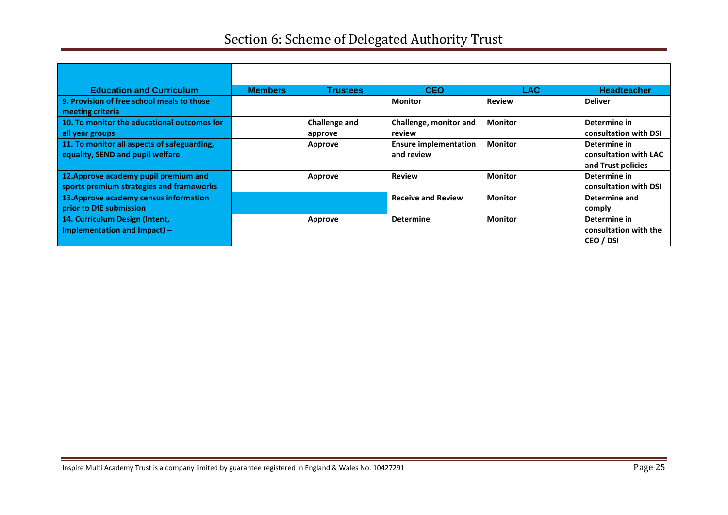# Section 6: Scheme of Delegated Authority Trust

| Education and Curriculum | Members | Trustees | CEO | LAC | Headteacher |
|---|---|---|---|---|---|
| **9. Provision of free school meals to those meeting criteria** | | | **Monitor** | **Review** | **Deliver** |
| **10. To monitor the educational outcomes for all year groups** | | **Challenge and approve** | **Challenge, monitor and review** | **Monitor** | **Determine in consultation with DSI** |
| **11. To monitor all aspects of safeguarding, equality, SEND and pupil welfare** | | **Approve** | **Ensure implementation and review** | **Monitor** | **Determine in consultation with LAC and Trust policies** |
| **12.Approve academy pupil premium and sports premium strategies and frameworks** | | **Approve** | **Review** | **Monitor** | **Determine in consultation with DSI** |
| **13.Approve academy census information prior to DfE submission** | | | **Receive and Review** | **Monitor** | **Determine and comply** |
| **14. Curriculum Design (Intent, Implementation and Impact) –** | | **Approve** | **Determine** | **Monitor** | **Determine in consultation with the CEO / DSI** |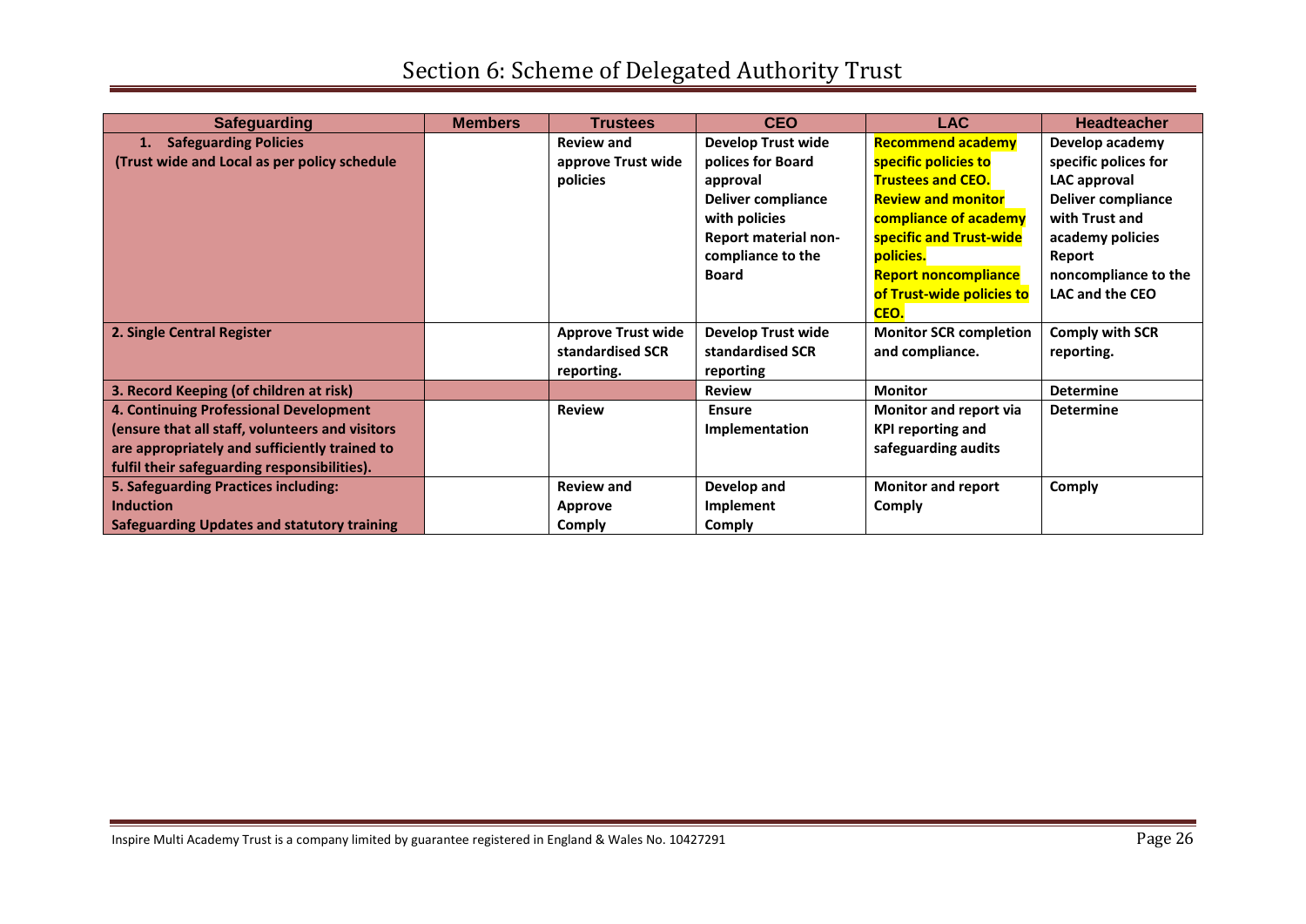# Section 6: Scheme of Delegated Authority Trust

| Safeguarding | Members | Trustees | CEO | LAC | Headteacher |
|---|---|---|---|---|---|
| **1. Safeguarding Policies (Trust wide and Local as per policy schedule** | | **Review and approve Trust wide policies** | **Develop Trust wide polices for Board approval Deliver compliance with policies Report material non-compliance to the Board** | **Recommend academy specific policies to Trustees and CEO. Review and monitor compliance of academy specific and Trust-wide policies. Report noncompliance of Trust-wide policies to CEO.** | **Develop academy specific polices for LAC approval Deliver compliance with Trust and academy policies Report noncompliance to the LAC and the CEO** |
| **2. Single Central Register** | | **Approve Trust wide standardised SCR reporting.** | **Develop Trust wide standardised SCR reporting** | **Monitor SCR completion and compliance.** | **Comply with SCR reporting.** |
| **3. Record Keeping (of children at risk)** | | | **Review** | **Monitor** | **Determine** |
| **4. Continuing Professional Development (ensure that all staff, volunteers and visitors are appropriately and sufficiently trained to fulfil their safeguarding responsibilities).** | | **Review** | **Ensure Implementation** | **Monitor and report via KPI reporting and safeguarding audits** | **Determine** |
| **5. Safeguarding Practices including: Induction Safeguarding Updates and statutory training** | | **Review and Approve Comply** | **Develop and Implement Comply** | **Monitor and report Comply** | **Comply** |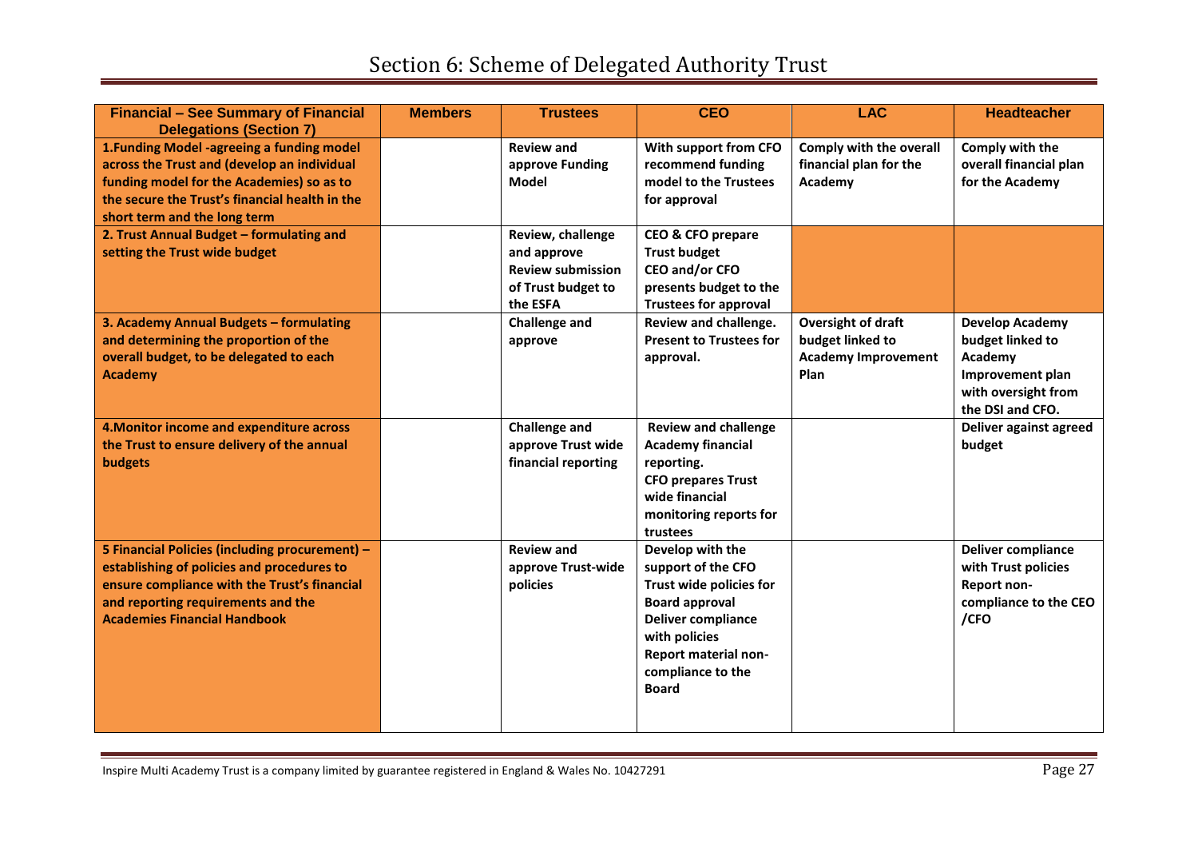# Section 6: Scheme of Delegated Authority Trust

| Financial – See Summary of Financial Delegations (Section 7) | Members | Trustees | CEO | LAC | Headteacher |
|---|---|---|---|---|---|
| **1.Funding Model -agreeing a funding model across the Trust and (develop an individual funding model for the Academies) so as to the secure the Trust's financial health in the short term and the long term** | | **Review and approve Funding Model** | **With support from CFO recommend funding model to the Trustees for approval** | **Comply with the overall financial plan for the Academy** | **Comply with the overall financial plan for the Academy** |
| **2. Trust Annual Budget – formulating and setting the Trust wide budget** | | **Review, challenge and approve Review submission of Trust budget to the ESFA** | **CEO & CFO prepare Trust budget CEO and/or CFO presents budget to the Trustees for approval** | | |
| **3. Academy Annual Budgets – formulating and determining the proportion of the overall budget, to be delegated to each Academy** | | **Challenge and approve** | **Review and challenge. Present to Trustees for approval.** | **Oversight of draft budget linked to Academy Improvement Plan** | **Develop Academy budget linked to Academy Improvement plan with oversight from the DSI and CFO.** |
| **4.Monitor income and expenditure across the Trust to ensure delivery of the annual budgets** | | **Challenge and approve Trust wide financial reporting** | **Review and challenge Academy financial reporting. CFO prepares Trust wide financial monitoring reports for trustees** | | **Deliver against agreed budget** |
| **5 Financial Policies (including procurement) – establishing of policies and procedures to ensure compliance with the Trust's financial and reporting requirements and the Academies Financial Handbook** | | **Review and approve Trust-wide policies** | **Develop with the support of the CFO Trust wide policies for Board approval Deliver compliance with policies Report material non-compliance to the Board** | | **Deliver compliance with Trust policies Report non-compliance to the CEO /CFO** |

Inspire Multi Academy Trust is a company limited by guarantee registered in England & Wales No. 10427291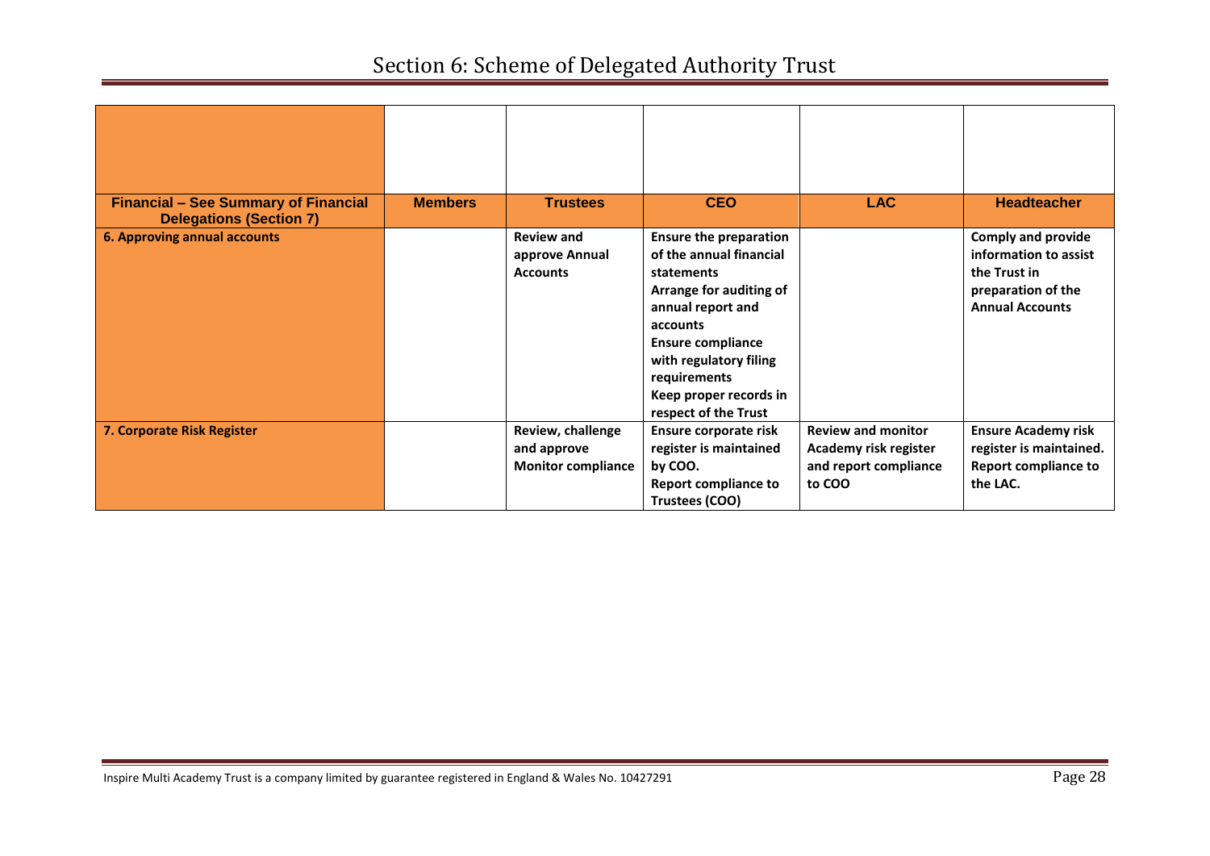# Section 6: Scheme of Delegated Authority Trust

| Financial – See Summary of Financial Delegations (Section 7) | Members | Trustees | CEO | LAC | Headteacher |
|---|---|---|---|---|---|
| **6. Approving annual accounts** | | **Review and approve Annual Accounts** | **Ensure the preparation of the annual financial statements**<br>**Arrange for auditing of annual report and accounts**<br>**Ensure compliance with regulatory filing requirements**<br>**Keep proper records in respect of the Trust** | | **Comply and provide information to assist the Trust in preparation of the Annual Accounts** |
| **7. Corporate Risk Register** | | **Review, challenge and approve**<br>**Monitor compliance** | **Ensure corporate risk register is maintained by COO.**<br>**Report compliance to Trustees (COO)** | **Review and monitor Academy risk register and report compliance to COO** | **Ensure Academy risk register is maintained.**<br>**Report compliance to the LAC.** |

Inspire Multi Academy Trust is a company limited by guarantee registered in England & Wales No. 10427291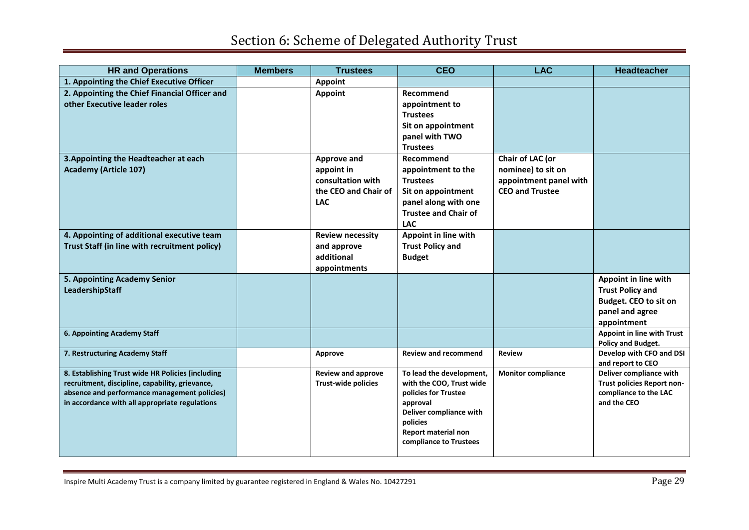# Section 6: Scheme of Delegated Authority Trust

| HR and Operations | Members | Trustees | CEO | LAC | Headteacher |
|---|---|---|---|---|---|
| **1. Appointing the Chief Executive Officer** | | **Appoint** | | | |
| **2. Appointing the Chief Financial Officer and other Executive leader roles** | | **Appoint** | **Recommend appointment to Trustees Sit on appointment panel with TWO Trustees** | | |
| **3.Appointing the Headteacher at each Academy (Article 107)** | | **Approve and appoint in consultation with the CEO and Chair of LAC** | **Recommend appointment to the Trustees Sit on appointment panel along with one Trustee and Chair of LAC** | **Chair of LAC (or nominee) to sit on appointment panel with CEO and Trustee** | |
| **4. Appointing of additional executive team Trust Staff (in line with recruitment policy)** | | **Review necessity and approve additional appointments** | **Appoint in line with Trust Policy and Budget** | | |
| **5. Appointing Academy Senior LeadershipStaff** | | | | | **Appoint in line with Trust Policy and Budget. CEO to sit on panel and agree appointment** |
| **6. Appointing Academy Staff** | | | | | **Appoint in line with Trust Policy and Budget.** |
| **7. Restructuring Academy Staff** | | **Approve** | **Review and recommend** | **Review** | **Develop with CFO and DSI and report to CEO** |
| **8. Establishing Trust wide HR Policies (including recruitment, discipline, capability, grievance, absence and performance management policies) in accordance with all appropriate regulations** | | **Review and approve Trust-wide policies** | **To lead the development, with the COO, Trust wide policies for Trustee approval Deliver compliance with policies Report material non compliance to Trustees** | **Monitor compliance** | **Deliver compliance with Trust policies Report non-compliance to the LAC and the CEO** |

Inspire Multi Academy Trust is a company limited by guarantee registered in England & Wales No. 10427291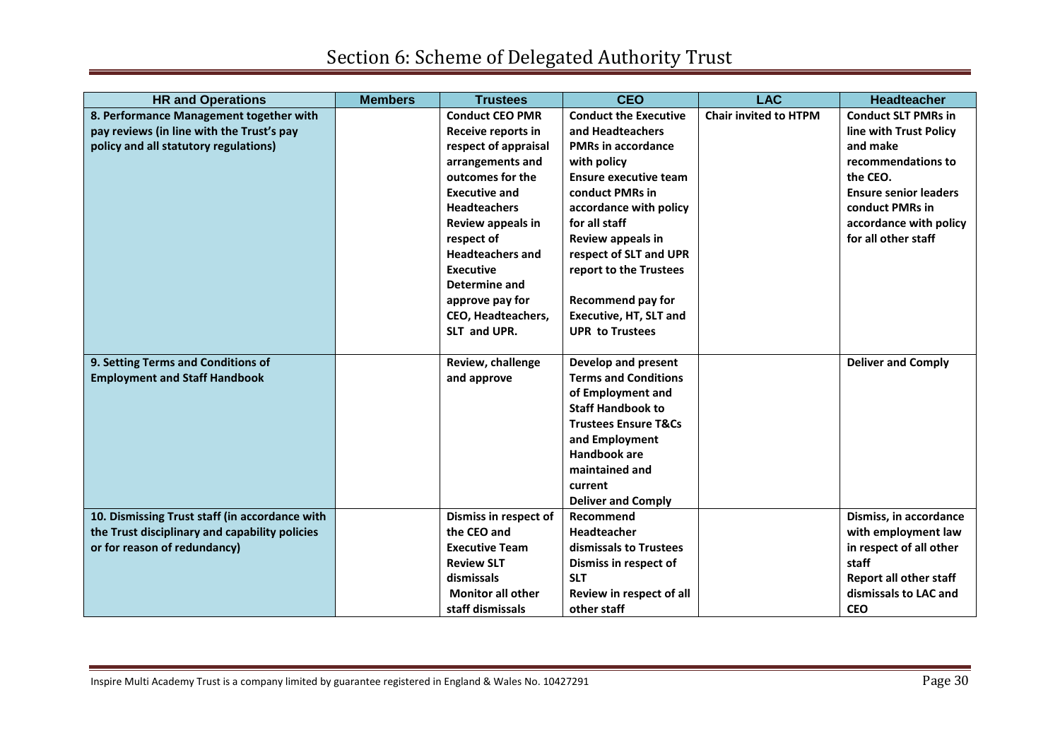# Section 6: Scheme of Delegated Authority Trust

| HR and Operations | Members | Trustees | CEO | LAC | Headteacher |
|---|---|---|---|---|---|
| **8. Performance Management together with pay reviews (in line with the Trust's pay policy and all statutory regulations)** | | **Conduct CEO PMR Receive reports in respect of appraisal arrangements and outcomes for the Executive and Headteachers Review appeals in respect of Headteachers and Executive Determine and approve pay for CEO, Headteachers, SLT and UPR.** | **Conduct the Executive and Headteachers PMRs in accordance with policy Ensure executive team conduct PMRs in accordance with policy for all staff Review appeals in respect of SLT and UPR report to the Trustees Recommend pay for Executive, HT, SLT and UPR to Trustees** | **Chair invited to HTPM** | **Conduct SLT PMRs in line with Trust Policy and make recommendations to the CEO. Ensure senior leaders conduct PMRs in accordance with policy for all other staff** |
| **9. Setting Terms and Conditions of Employment and Staff Handbook** | | **Review, challenge and approve** | **Develop and present Terms and Conditions of Employment and Staff Handbook to Trustees Ensure T&Cs and Employment Handbook are maintained and current Deliver and Comply** | | **Deliver and Comply** |
| **10. Dismissing Trust staff (in accordance with the Trust disciplinary and capability policies or for reason of redundancy)** | | **Dismiss in respect of the CEO and Executive Team Review SLT dismissals Monitor all other staff dismissals** | **Recommend Headteacher dismissals to Trustees Dismiss in respect of SLT Review in respect of all other staff** | | **Dismiss, in accordance with employment law in respect of all other staff Report all other staff dismissals to LAC and CEO** |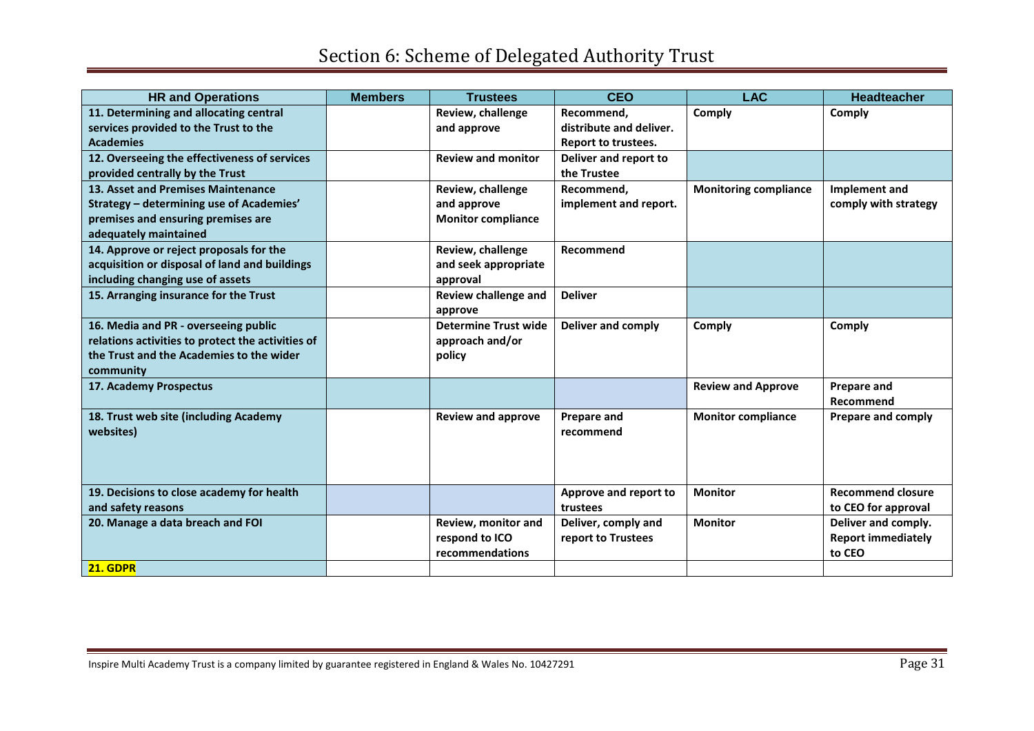# Section 6: Scheme of Delegated Authority Trust

| HR and Operations | Members | Trustees | CEO | LAC | Headteacher |
|---|---|---|---|---|---|
| **11. Determining and allocating central services provided to the Trust to the Academies** | | **Review, challenge and approve** | **Recommend, distribute and deliver. Report to trustees.** | **Comply** | **Comply** |
| **12. Overseeing the effectiveness of services provided centrally by the Trust** | | **Review and monitor** | **Deliver and report to the Trustee** | | |
| **13. Asset and Premises Maintenance Strategy – determining use of Academies' premises and ensuring premises are adequately maintained** | | **Review, challenge and approve Monitor compliance** | **Recommend, implement and report.** | **Monitoring compliance** | **Implement and comply with strategy** |
| **14. Approve or reject proposals for the acquisition or disposal of land and buildings including changing use of assets** | | **Review, challenge and seek appropriate approval** | **Recommend** | | |
| **15. Arranging insurance for the Trust** | | **Review challenge and approve** | **Deliver** | | |
| **16. Media and PR - overseeing public relations activities to protect the activities of the Trust and the Academies to the wider community** | | **Determine Trust wide approach and/or policy** | **Deliver and comply** | **Comply** | **Comply** |
| **17. Academy Prospectus** | | | | **Review and Approve** | **Prepare and Recommend** |
| **18. Trust web site (including Academy websites)** | | **Review and approve** | **Prepare and recommend** | **Monitor compliance** | **Prepare and comply** |
| **19. Decisions to close academy for health and safety reasons** | | | **Approve and report to trustees** | **Monitor** | **Recommend closure to CEO for approval** |
| **20. Manage a data breach and FOI** | | **Review, monitor and respond to ICO recommendations** | **Deliver, comply and report to Trustees** | **Monitor** | **Deliver and comply. Report immediately to CEO** |
| **21. GDPR** | | | | | |

Inspire Multi Academy Trust is a company limited by guarantee registered in England & Wales No. 10427291